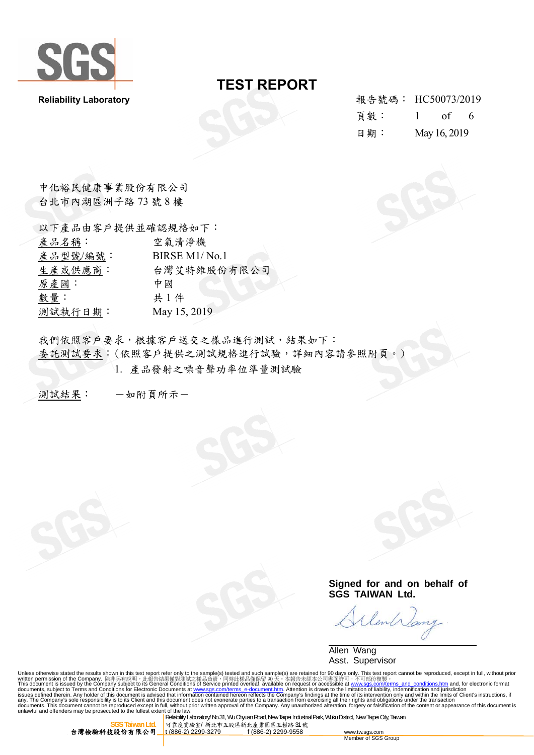SGS

**Reliability Laboratory**

# TEST REPORT

報告號碼： HC50073/2019

日期： May 16, 2019

中化裕民健康事業股份有限公司
台北市內湖區洲子路 73 號 8 樓

以下產品由客戶提供並確認規格如下：

| | |
|---|---|
| 產品名稱： | 空氣清淨機 |
| 產品型號/編號： | BIRSE M1/ No.1 |
| 生產或供應商： | 台灣艾特維股份有限公司 |
| 原產國： | 中國 |
| 數量： | 共 1 件 |
| 測試執行日期： | May 15, 2019 |

我們依照客戶要求，根據客戶送交之樣品進行測試，結果如下：

委託測試要求：(依照客戶提供之測試規格進行試驗，詳細內容請參照附頁。)

1. 產品發射之噪音聲功率位準量測試驗

測試結果：　－如附頁所示－

**Signed for and on behalf of SGS TAIWAN Ltd.**

Allen Wang
Asst. Supervisor

Unless otherwise stated the results shown in this test report refer only to the sample(s) tested and such sample(s) are retained for 90 days only. This test report cannot be reproduced, except in full, without prior written permission of the Company. 除非另有說明，此報告結果僅對測試之樣品負責，同時此樣品僅保留 90 天。本報告未經本公司書面許可，不可部份複製。
This document is issued by the Company subject to its General Conditions of Service printed overleaf, available on request or accessible at www.sgs.com/terms_and_conditions.htm and, for electronic format documents, subject to Terms and Conditions for Electronic Documents at www.sgs.com/terms_e-document.htm. Attention is drawn to the limitation of liability, indemnification and jurisdiction issues defined therein. Any holder of this document is advised that information contained hereon reflects the Company's findings at the time of its intervention only and within the limits of Client's instructions, if any. The Company's sole responsibility is to its Client and this document does not exonerate parties to a transaction from exercising all their rights and obligations under the transaction documents. This document cannot be reproduced except in full, without prior written approval of the Company. Any unauthorized alteration, forgery or falsification of the content or appearance of this document is unlawful and offenders may be prosecuted to the fullest extent of the law.

SGS Taiwan Ltd. 台灣檢驗科技股份有限公司 | Reliability Laboratory/ No.31, Wu Chyuan Road, New Taipei Industrial Park, Wuku District, New Taipei City, Taiwan 可靠度實驗室/ 新北市五股區新北產業園區五權路 31 號 | t (886-2) 2299-3279 f (886-2) 2299-9558 | www.tw.sgs.com Member of SGS Group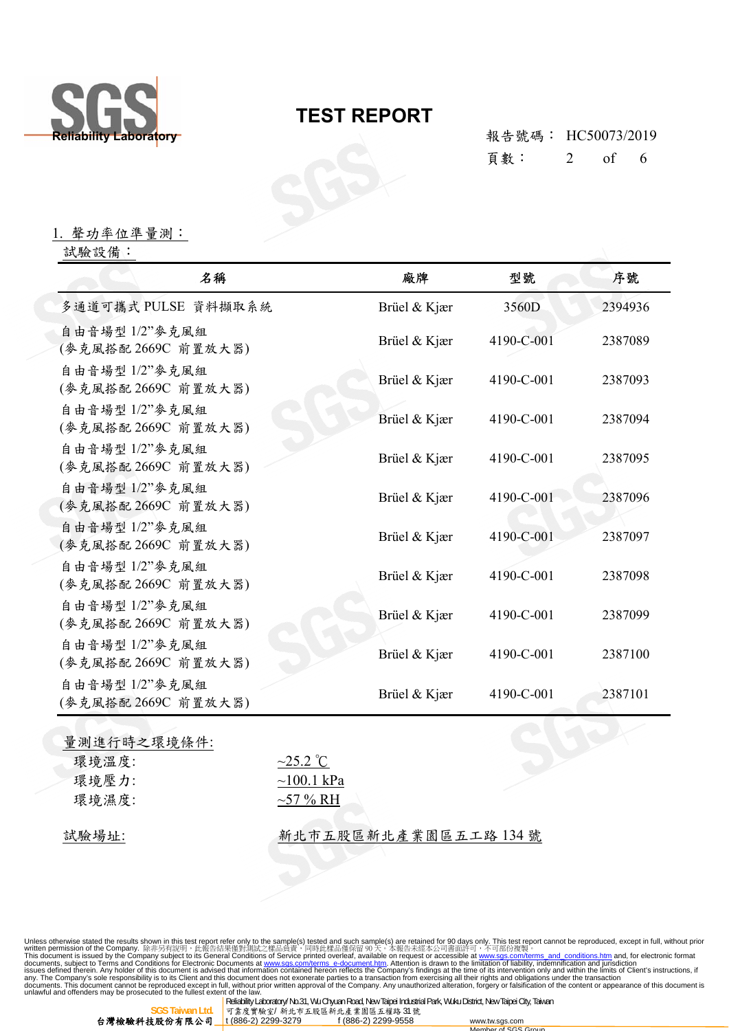## TEST REPORT

報告號碼： HC50073/2019

### 1. 聲功率位準量測：

試驗設備：

| 名稱 | 廠牌 | 型號 | 序號 |
|---|---|---|---|
| 多通道可攜式 PULSE 資料擷取系統 | Brüel & Kjær | 3560D | 2394936 |
| 自由音場型 1/2”麥克風組 (麥克風搭配 2669C 前置放大器) | Brüel & Kjær | 4190-C-001 | 2387089 |
| 自由音場型 1/2”麥克風組 (麥克風搭配 2669C 前置放大器) | Brüel & Kjær | 4190-C-001 | 2387093 |
| 自由音場型 1/2”麥克風組 (麥克風搭配 2669C 前置放大器) | Brüel & Kjær | 4190-C-001 | 2387094 |
| 自由音場型 1/2”麥克風組 (麥克風搭配 2669C 前置放大器) | Brüel & Kjær | 4190-C-001 | 2387095 |
| 自由音場型 1/2”麥克風組 (麥克風搭配 2669C 前置放大器) | Brüel & Kjær | 4190-C-001 | 2387096 |
| 自由音場型 1/2”麥克風組 (麥克風搭配 2669C 前置放大器) | Brüel & Kjær | 4190-C-001 | 2387097 |
| 自由音場型 1/2”麥克風組 (麥克風搭配 2669C 前置放大器) | Brüel & Kjær | 4190-C-001 | 2387098 |
| 自由音場型 1/2”麥克風組 (麥克風搭配 2669C 前置放大器) | Brüel & Kjær | 4190-C-001 | 2387099 |
| 自由音場型 1/2”麥克風組 (麥克風搭配 2669C 前置放大器) | Brüel & Kjær | 4190-C-001 | 2387100 |
| 自由音場型 1/2”麥克風組 (麥克風搭配 2669C 前置放大器) | Brüel & Kjær | 4190-C-001 | 2387101 |

量測進行時之環境條件:

- 環境溫度: ~25.2 ℃
- 環境壓力: ~100.1 kPa
- 環境濕度: ~57 % RH

試驗場址: 新北市五股區新北產業園區五工路 134 號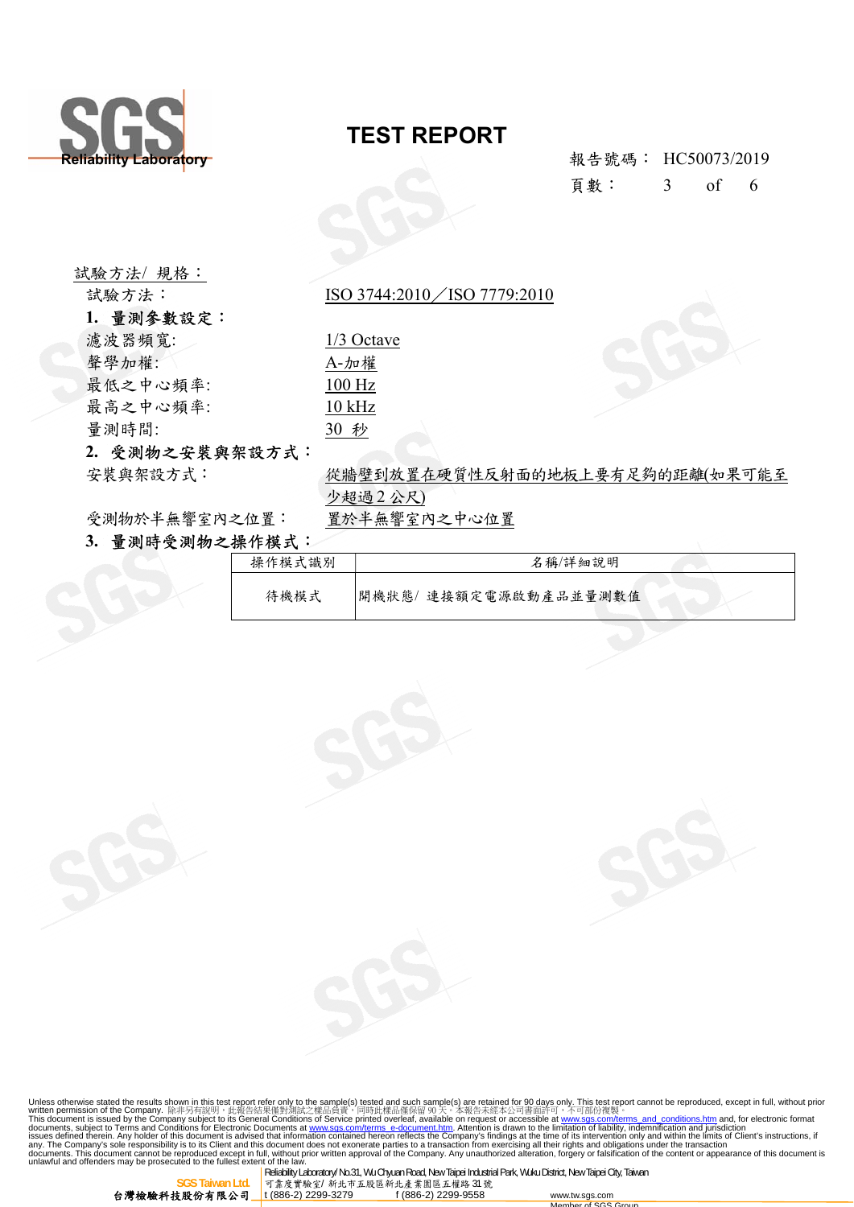# TEST REPORT

報告號碼： HC50073/2019

試驗方法/ 規格：

試驗方法： ISO 3744:2010／ISO 7779:2010

**1. 量測參數設定：**

濾波器頻寬: 1/3 Octave

聲學加權: A-加權

最低之中心頻率: 100 Hz

最高之中心頻率: 10 kHz

量測時間: 30 秒

**2. 受測物之安裝與架設方式：**

安裝與架設方式： 從牆壁到放置在硬質性反射面的地板上要有足夠的距離(如果可能至少超過 2 公尺)

受測物於半無響室內之位置： 置於半無響室內之中心位置

**3. 量測時受測物之操作模式：**

| 操作模式識別 | 名稱/詳細說明 |
|---|---|
| 待機模式 | 開機狀態/ 連接額定電源啟動產品並量測數值 |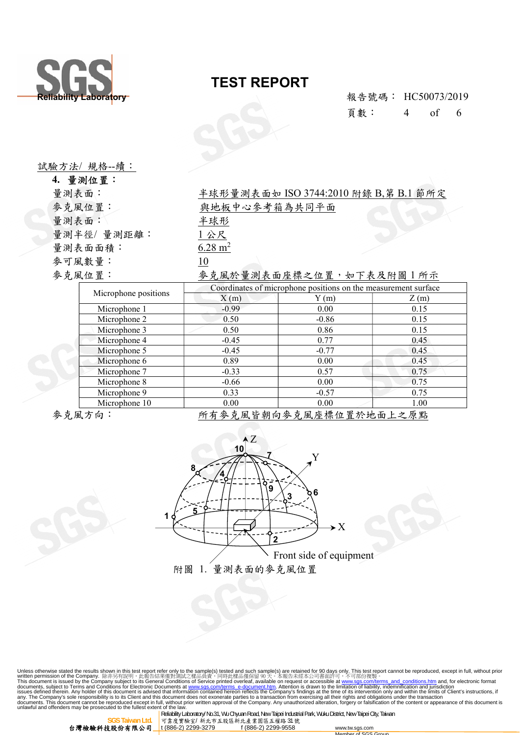試驗方法/ 規格--續：

**4. 量測位置：**

量測表面：　半球形量測表面如 ISO 3744:2010 附錄 B,第 B.1 節所定

麥克風位置：　與地板中心參考箱為共同平面

量測表面：　半球形

量測半徑/ 量測距離：　1 公尺

量測表面面積：　6.28 $m^2$

麥可風數量：　10

麥克風位置：　麥克風於量測表面座標之位置，如下表及附圖 1 所示

| Microphone positions | Coordinates of microphone positions on the measurement surface | | |
|---|---|---|---|
| | X (m) | Y (m) | Z (m) |
| Microphone 1 | -0.99 | 0.00 | 0.15 |
| Microphone 2 | 0.50 | -0.86 | 0.15 |
| Microphone 3 | 0.50 | 0.86 | 0.15 |
| Microphone 4 | -0.45 | 0.77 | 0.45 |
| Microphone 5 | -0.45 | -0.77 | 0.45 |
| Microphone 6 | 0.89 | 0.00 | 0.45 |
| Microphone 7 | -0.33 | 0.57 | 0.75 |
| Microphone 8 | -0.66 | 0.00 | 0.75 |
| Microphone 9 | 0.33 | -0.57 | 0.75 |
| Microphone 10 | 0.00 | 0.00 | 1.00 |

麥克風方向：　所有麥克風皆朝向麥克風座標位置於地面上之原點

Front side of equipment

附圖 1. 量測表面的麥克風位置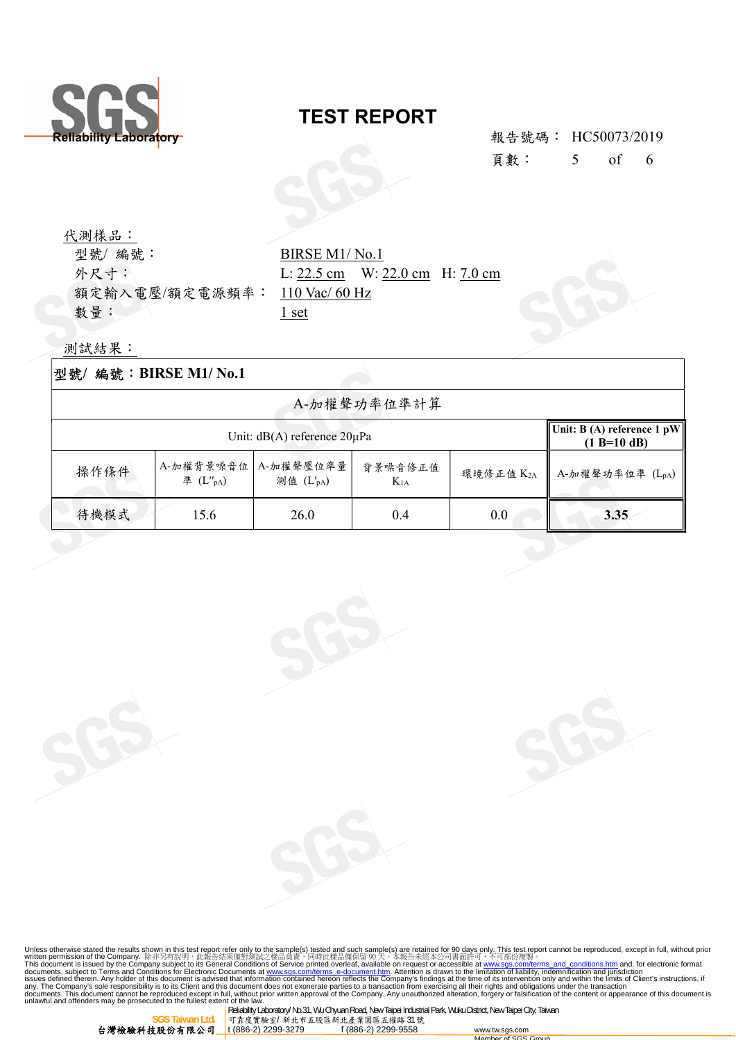# TEST REPORT

報告號碼： HC50073/2019

代測樣品：

型號/ 編號： BIRSE M1/ No.1

外尺寸： L: 22.5 cm W: 22.0 cm H: 7.0 cm

額定輸入電壓/額定電源頻率： 110 Vac/ 60 Hz

數量： 1 set

測試結果：

**型號/ 編號：BIRSE M1/ No.1**

| A-加權聲功率位準計算 | | | | | |
|---|---|---|---|---|---|
| Unit: dB(A) reference 20μPa | | | | | **Unit: B (A) reference 1 pW (1 B=10 dB)** |
| 操作條件 | A-加權背景噪音位準 ($L''_{pA}$) | A-加權聲壓位準量測值 ($L'_{pA}$) | 背景噪音修正值 $K_{1A}$ | 環境修正值 $K_{2A}$ | A-加權聲功率位準 ($L_{pA}$) |
| 待機模式 | 15.6 | 26.0 | 0.4 | 0.0 | **3.35** |

Unless otherwise stated the results shown in this test report refer only to the sample(s) tested and such sample(s) are retained for 90 days only. This test report cannot be reproduced, except in full, without prior written permission of the Company. 除非另有說明，此報告結果僅對測試之樣品負責，同時此樣品僅保留 90 天。本報告未經本公司書面許可，不可部份複製。
This document is issued by the Company subject to its General Conditions of Service printed overleaf, available on request or accessible at www.sgs.com/terms_and_conditions.htm and, for electronic format documents, subject to Terms and Conditions for Electronic Documents at www.sgs.com/terms_e-document.htm. Attention is drawn to the limitation of liability, indemnification and jurisdiction issues defined therein. Any holder of this document is advised that information contained hereon reflects the Company's findings at the time of its intervention only and within the limits of Client's instructions, if any. The Company's sole responsibility is to its Client and this document does not exonerate parties to a transaction from exercising all their rights and obligations under the transaction documents. This document cannot be reproduced except in full, without prior written approval of the Company. Any unauthorized alteration, forgery or falsification of the content or appearance of this document is unlawful and offenders may be prosecuted to the fullest extent of the law.

SGS Taiwan Ltd. 台灣檢驗科技股份有限公司 | Reliability Laboratory/ No.31, Wu Chyuan Road, New Taipei Industrial Park, Wuku District, New Taipei City, Taiwan 可靠度實驗室/ 新北市五股區新北產業園區五權路 31 號 t (886-2) 2299-3279 f (886-2) 2299-9558 www.tw.sgs.com Member of SGS Group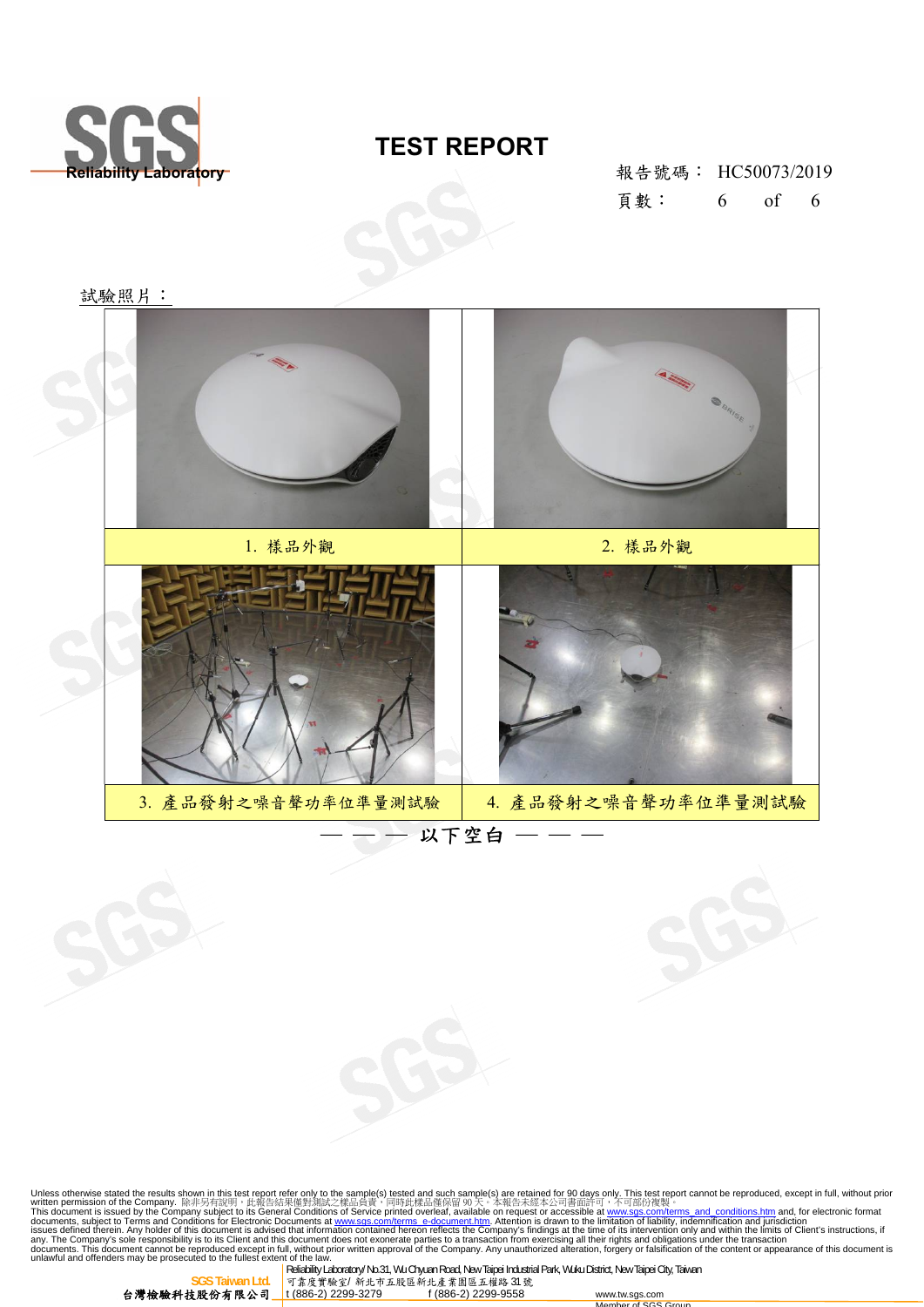試驗照片：

| | |
|---|---|
| 1. 樣品外觀 | 2. 樣品外觀 |
| 3. 產品發射之噪音聲功率位準量測試驗 | 4. 產品發射之噪音聲功率位準量測試驗 |

— — — 以下空白 — — —